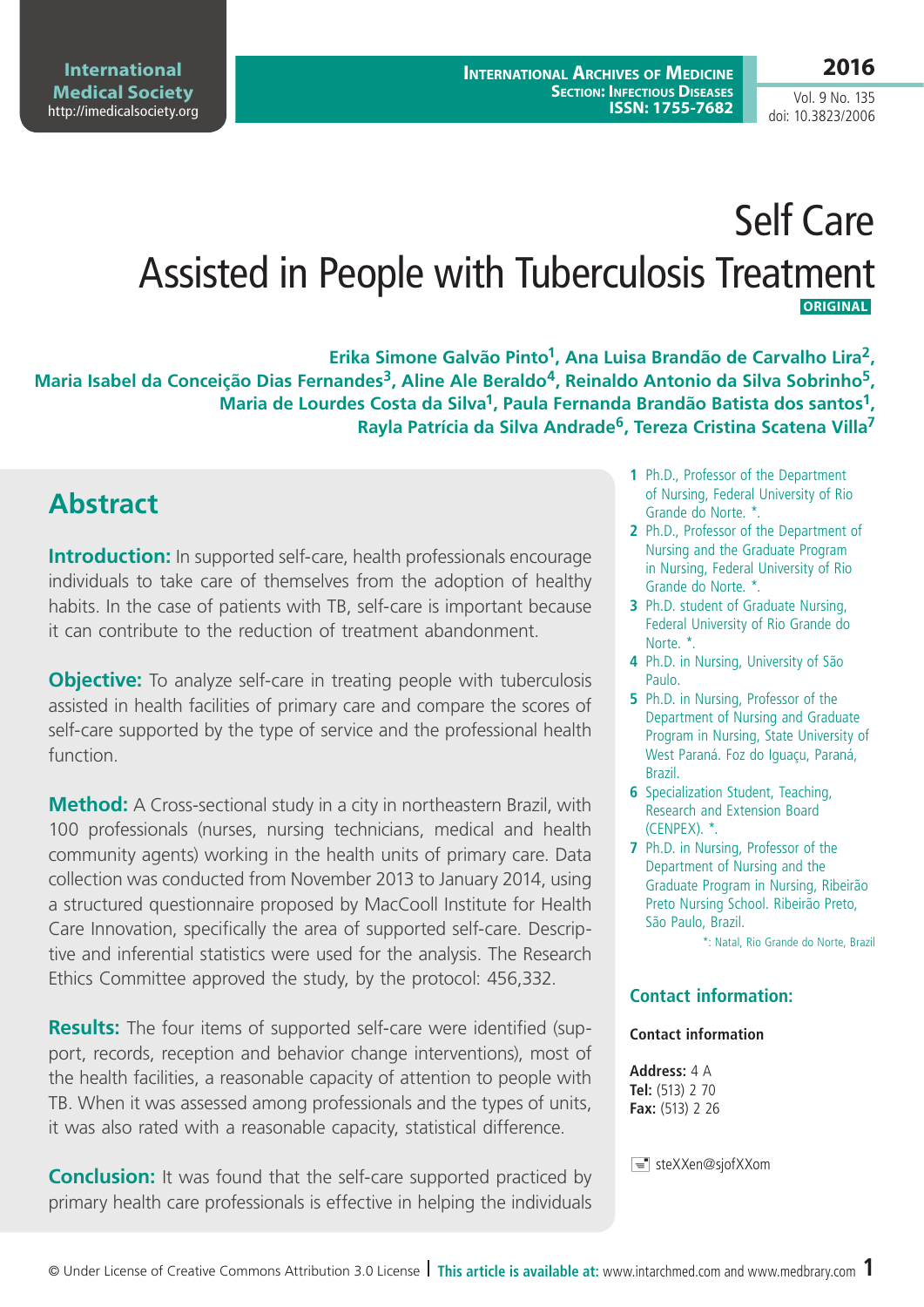# Self Care Assisted in People with Tuberculosis Treatment

**ORIGINAL**

**Erika Simone Galvão Pinto[1], Ana Luisa Brandão de Carvalho Lira[2], Maria Isabel da Conceição Dias Fernandes[3], Aline Ale Beraldo[4], Reinaldo Antonio da Silva Sobrinho[5], Maria de Lourdes Costa da Silva[1], Paula Fernanda Brandão Batista dos santos[1], Rayla Patrícia da Silva Andrade[6], Tereza Cristina Scatena Villa[7]**

1 Ph.D., Professor of the Department of Nursing, Federal University of Rio Grande do Norte. *.

2 Ph.D., Professor of the Department of Nursing and the Graduate Program in Nursing, Federal University of Rio Grande do Norte. *.

3 Ph.D. student of Graduate Nursing, Federal University of Rio Grande do Norte. *.

4 Ph.D. in Nursing, University of São Paulo.

5 Ph.D. in Nursing, Professor of the Department of Nursing and Graduate Program in Nursing, State University of West Paraná. Foz do Iguaçu, Paraná, Brazil.

6 Specialization Student, Teaching, Research and Extension Board (CENPEX). *.

7 Ph.D. in Nursing, Professor of the Department of Nursing and the Graduate Program in Nursing, Ribeirão Preto Nursing School. Ribeirão Preto, São Paulo, Brazil.

*: Natal, Rio Grande do Norte, Brazil

## Abstract

**Introduction:** In supported self-care, health professionals encourage individuals to take care of themselves from the adoption of healthy habits. In the case of patients with TB, self-care is important because it can contribute to the reduction of treatment abandonment.

**Objective:** To analyze self-care in treating people with tuberculosis assisted in health facilities of primary care and compare the scores of self-care supported by the type of service and the professional health function.

**Method:** A Cross-sectional study in a city in northeastern Brazil, with 100 professionals (nurses, nursing technicians, medical and health community agents) working in the health units of primary care. Data collection was conducted from November 2013 to January 2014, using a structured questionnaire proposed by MacCool Institute for Health Care Innovation, specifically the area of supported self-care. Descriptive and inferential statistics were used for the analysis. The Research Ethics Committee approved the study, by the protocol: 456,332.

**Results:** The four items of supported self-care were identified (support, records, reception and behavior change interventions), most of the health facilities, a reasonable capacity of attention to people with TB. When it was assessed among professionals and the types of units, it was also rated with a reasonable capacity, statistical difference.

**Conclusion:** It was found that the self-care supported practiced by primary health care professionals is effective in helping the individuals

### Contact information:

**Contact information**

**Address:** 4 A
**Tel:** (513) 2 70
**Fax:** (513) 2 26

steXXen@sjofXXom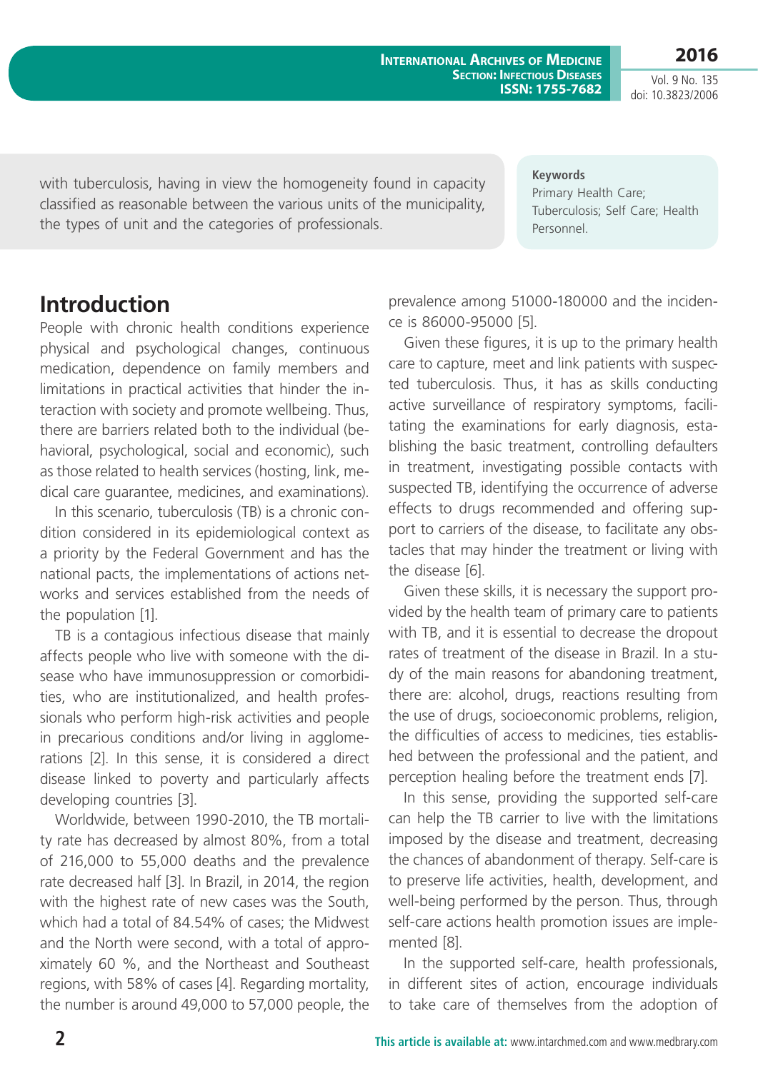with tuberculosis, having in view the homogeneity found in capacity classified as reasonable between the various units of the municipality, the types of unit and the categories of professionals.

**Keywords**
Primary Health Care; Tuberculosis; Self Care; Health Personnel.

## Introduction

People with chronic health conditions experience physical and psychological changes, continuous medication, dependence on family members and limitations in practical activities that hinder the interaction with society and promote wellbeing. Thus, there are barriers related both to the individual (behavioral, psychological, social and economic), such as those related to health services (hosting, link, medical care guarantee, medicines, and examinations).

In this scenario, tuberculosis (TB) is a chronic condition considered in its epidemiological context as a priority by the Federal Government and has the national pacts, the implementations of actions networks and services established from the needs of the population [1].

TB is a contagious infectious disease that mainly affects people who live with someone with the disease who have immunosuppression or comorbidities, who are institutionalized, and health professionals who perform high-risk activities and people in precarious conditions and/or living in agglomerations [2]. In this sense, it is considered a direct disease linked to poverty and particularly affects developing countries [3].

Worldwide, between 1990-2010, the TB mortality rate has decreased by almost 80%, from a total of 216,000 to 55,000 deaths and the prevalence rate decreased half [3]. In Brazil, in 2014, the region with the highest rate of new cases was the South, which had a total of 84.54% of cases; the Midwest and the North were second, with a total of approximately 60 %, and the Northeast and Southeast regions, with 58% of cases [4]. Regarding mortality, the number is around 49,000 to 57,000 people, the prevalence among 51000-180000 and the incidence is 86000-95000 [5].

Given these figures, it is up to the primary health care to capture, meet and link patients with suspected tuberculosis. Thus, it has as skills conducting active surveillance of respiratory symptoms, facilitating the examinations for early diagnosis, establishing the basic treatment, controlling defaulters in treatment, investigating possible contacts with suspected TB, identifying the occurrence of adverse effects to drugs recommended and offering support to carriers of the disease, to facilitate any obstacles that may hinder the treatment or living with the disease [6].

Given these skills, it is necessary the support provided by the health team of primary care to patients with TB, and it is essential to decrease the dropout rates of treatment of the disease in Brazil. In a study of the main reasons for abandoning treatment, there are: alcohol, drugs, reactions resulting from the use of drugs, socioeconomic problems, religion, the difficulties of access to medicines, ties established between the professional and the patient, and perception healing before the treatment ends [7].

In this sense, providing the supported self-care can help the TB carrier to live with the limitations imposed by the disease and treatment, decreasing the chances of abandonment of therapy. Self-care is to preserve life activities, health, development, and well-being performed by the person. Thus, through self-care actions health promotion issues are implemented [8].

In the supported self-care, health professionals, in different sites of action, encourage individuals to take care of themselves from the adoption of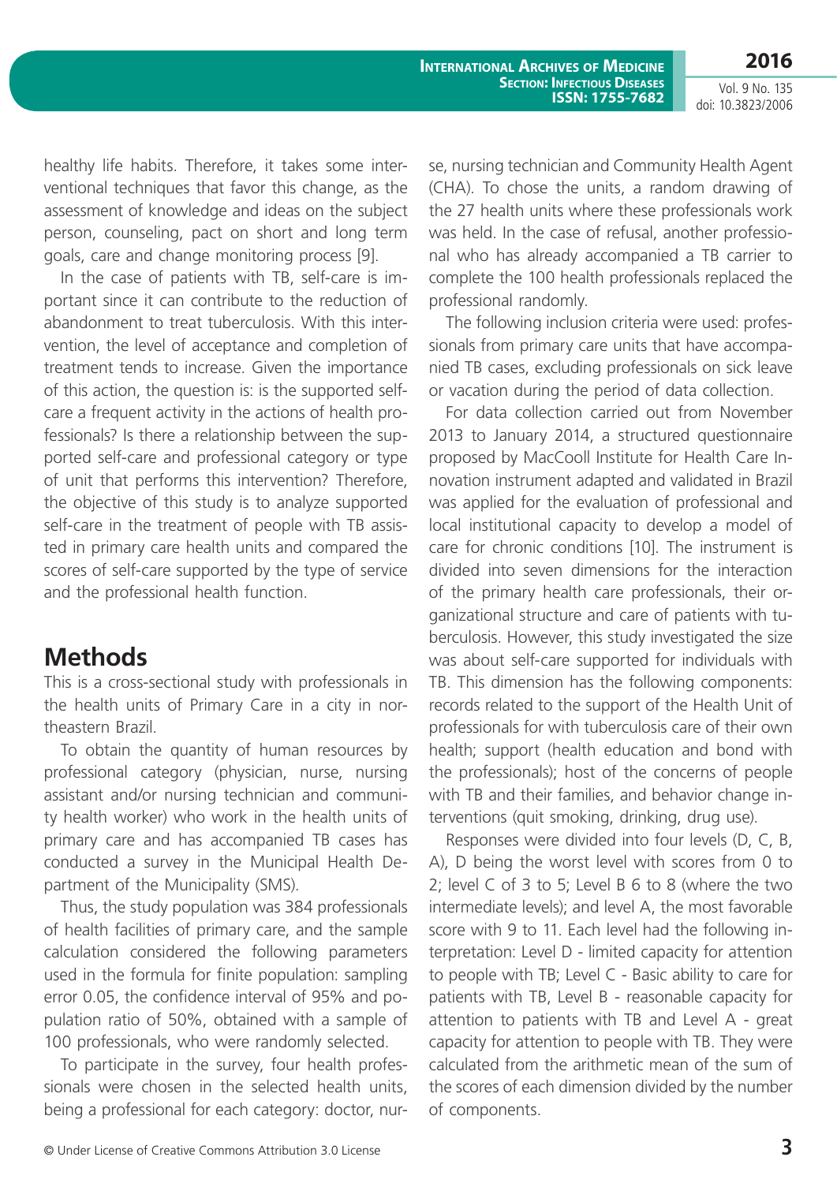healthy life habits. Therefore, it takes some interventional techniques that favor this change, as the assessment of knowledge and ideas on the subject person, counseling, pact on short and long term goals, care and change monitoring process [9].

In the case of patients with TB, self-care is important since it can contribute to the reduction of abandonment to treat tuberculosis. With this intervention, the level of acceptance and completion of treatment tends to increase. Given the importance of this action, the question is: is the supported self-care a frequent activity in the actions of health professionals? Is there a relationship between the supported self-care and professional category or type of unit that performs this intervention? Therefore, the objective of this study is to analyze supported self-care in the treatment of people with TB assisted in primary care health units and compared the scores of self-care supported by the type of service and the professional health function.

## Methods

This is a cross-sectional study with professionals in the health units of Primary Care in a city in northeastern Brazil.

To obtain the quantity of human resources by professional category (physician, nurse, nursing assistant and/or nursing technician and community health worker) who work in the health units of primary care and has accompanied TB cases has conducted a survey in the Municipal Health Department of the Municipality (SMS).

Thus, the study population was 384 professionals of health facilities of primary care, and the sample calculation considered the following parameters used in the formula for finite population: sampling error 0.05, the confidence interval of 95% and population ratio of 50%, obtained with a sample of 100 professionals, who were randomly selected.

To participate in the survey, four health professionals were chosen in the selected health units, being a professional for each category: doctor, nurse, nursing technician and Community Health Agent (CHA). To chose the units, a random drawing of the 27 health units where these professionals work was held. In the case of refusal, another professional who has already accompanied a TB carrier to complete the 100 health professionals replaced the professional randomly.

The following inclusion criteria were used: professionals from primary care units that have accompanied TB cases, excluding professionals on sick leave or vacation during the period of data collection.

For data collection carried out from November 2013 to January 2014, a structured questionnaire proposed by MacCooll Institute for Health Care Innovation instrument adapted and validated in Brazil was applied for the evaluation of professional and local institutional capacity to develop a model of care for chronic conditions [10]. The instrument is divided into seven dimensions for the interaction of the primary health care professionals, their organizational structure and care of patients with tuberculosis. However, this study investigated the size was about self-care supported for individuals with TB. This dimension has the following components: records related to the support of the Health Unit of professionals for with tuberculosis care of their own health; support (health education and bond with the professionals); host of the concerns of people with TB and their families, and behavior change interventions (quit smoking, drinking, drug use).

Responses were divided into four levels (D, C, B, A), D being the worst level with scores from 0 to 2; level C of 3 to 5; Level B 6 to 8 (where the two intermediate levels); and level A, the most favorable score with 9 to 11. Each level had the following interpretation: Level D - limited capacity for attention to people with TB; Level C - Basic ability to care for patients with TB, Level B - reasonable capacity for attention to patients with TB and Level A - great capacity for attention to people with TB. They were calculated from the arithmetic mean of the sum of the scores of each dimension divided by the number of components.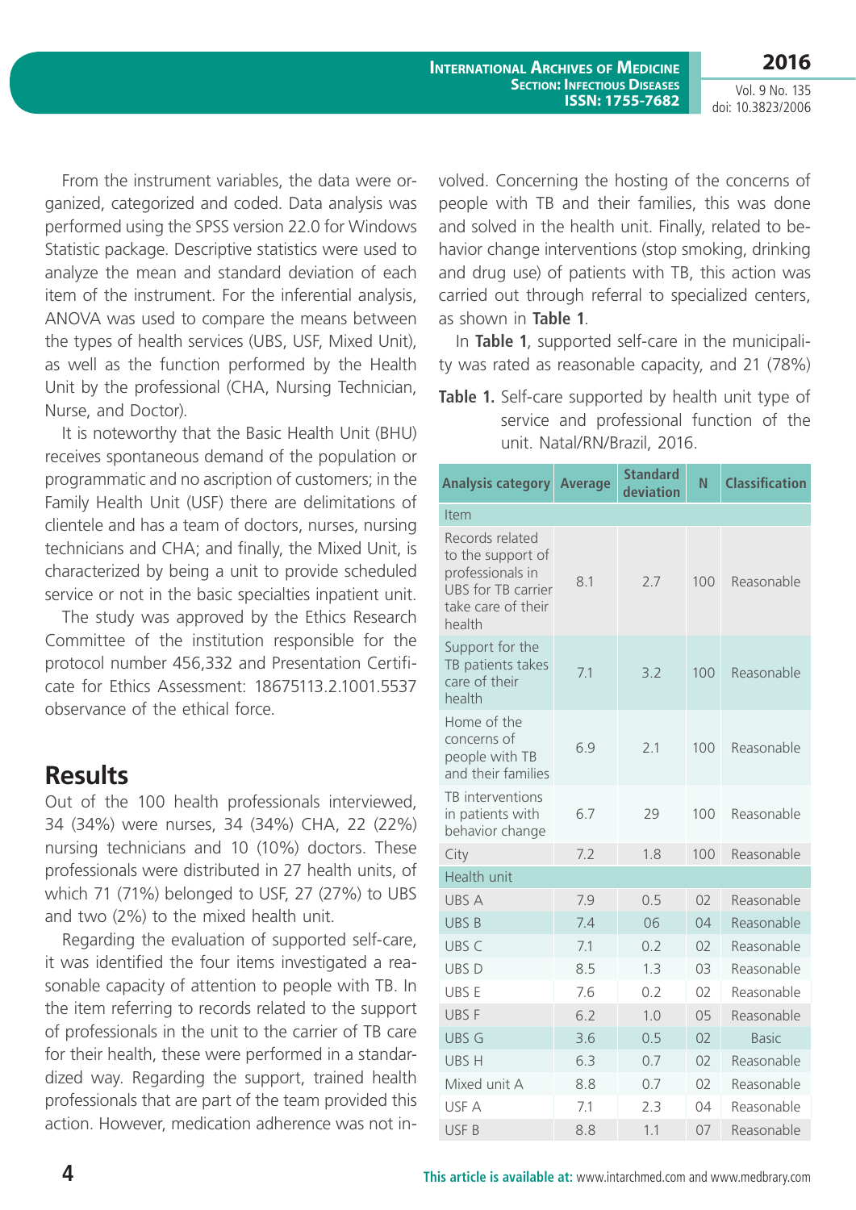From the instrument variables, the data were organized, categorized and coded. Data analysis was performed using the SPSS version 22.0 for Windows Statistic package. Descriptive statistics were used to analyze the mean and standard deviation of each item of the instrument. For the inferential analysis, ANOVA was used to compare the means between the types of health services (UBS, USF, Mixed Unit), as well as the function performed by the Health Unit by the professional (CHA, Nursing Technician, Nurse, and Doctor).

It is noteworthy that the Basic Health Unit (BHU) receives spontaneous demand of the population or programmatic and no ascription of customers; in the Family Health Unit (USF) there are delimitations of clientele and has a team of doctors, nurses, nursing technicians and CHA; and finally, the Mixed Unit, is characterized by being a unit to provide scheduled service or not in the basic specialties inpatient unit.

The study was approved by the Ethics Research Committee of the institution responsible for the protocol number 456,332 and Presentation Certificate for Ethics Assessment: 18675113.2.1001.5537 observance of the ethical force.

## Results

Out of the 100 health professionals interviewed, 34 (34%) were nurses, 34 (34%) CHA, 22 (22%) nursing technicians and 10 (10%) doctors. These professionals were distributed in 27 health units, of which 71 (71%) belonged to USF, 27 (27%) to UBS and two (2%) to the mixed health unit.

Regarding the evaluation of supported self-care, it was identified the four items investigated a reasonable capacity of attention to people with TB. In the item referring to records related to the support of professionals in the unit to the carrier of TB care for their health, these were performed in a standardized way. Regarding the support, trained health professionals that are part of the team provided this action. However, medication adherence was not involved. Concerning the hosting of the concerns of people with TB and their families, this was done and solved in the health unit. Finally, related to behavior change interventions (stop smoking, drinking and drug use) of patients with TB, this action was carried out through referral to specialized centers, as shown in **Table 1**.

In **Table 1**, supported self-care in the municipality was rated as reasonable capacity, and 21 (78%)

**Table 1.** Self-care supported by health unit type of service and professional function of the unit. Natal/RN/Brazil, 2016.

| Analysis category | Average | Standard deviation | N | Classification |
|---|---|---|---|---|
| Item | | | | |
| Records related to the support of professionals in UBS for TB carrier take care of their health | 8.1 | 2.7 | 100 | Reasonable |
| Support for the TB patients takes care of their health | 7.1 | 3.2 | 100 | Reasonable |
| Home of the concerns of people with TB and their families | 6.9 | 2.1 | 100 | Reasonable |
| TB interventions in patients with behavior change | 6.7 | 29 | 100 | Reasonable |
| City | 7.2 | 1.8 | 100 | Reasonable |
| Health unit | | | | |
| UBS A | 7.9 | 0.5 | 02 | Reasonable |
| UBS B | 7.4 | 06 | 04 | Reasonable |
| UBS C | 7.1 | 0.2 | 02 | Reasonable |
| UBS D | 8.5 | 1.3 | 03 | Reasonable |
| UBS E | 7.6 | 0.2 | 02 | Reasonable |
| UBS F | 6.2 | 1.0 | 05 | Reasonable |
| UBS G | 3.6 | 0.5 | 02 | Basic |
| UBS H | 6.3 | 0.7 | 02 | Reasonable |
| Mixed unit A | 8.8 | 0.7 | 02 | Reasonable |
| USF A | 7.1 | 2.3 | 04 | Reasonable |
| USF B | 8.8 | 1.1 | 07 | Reasonable |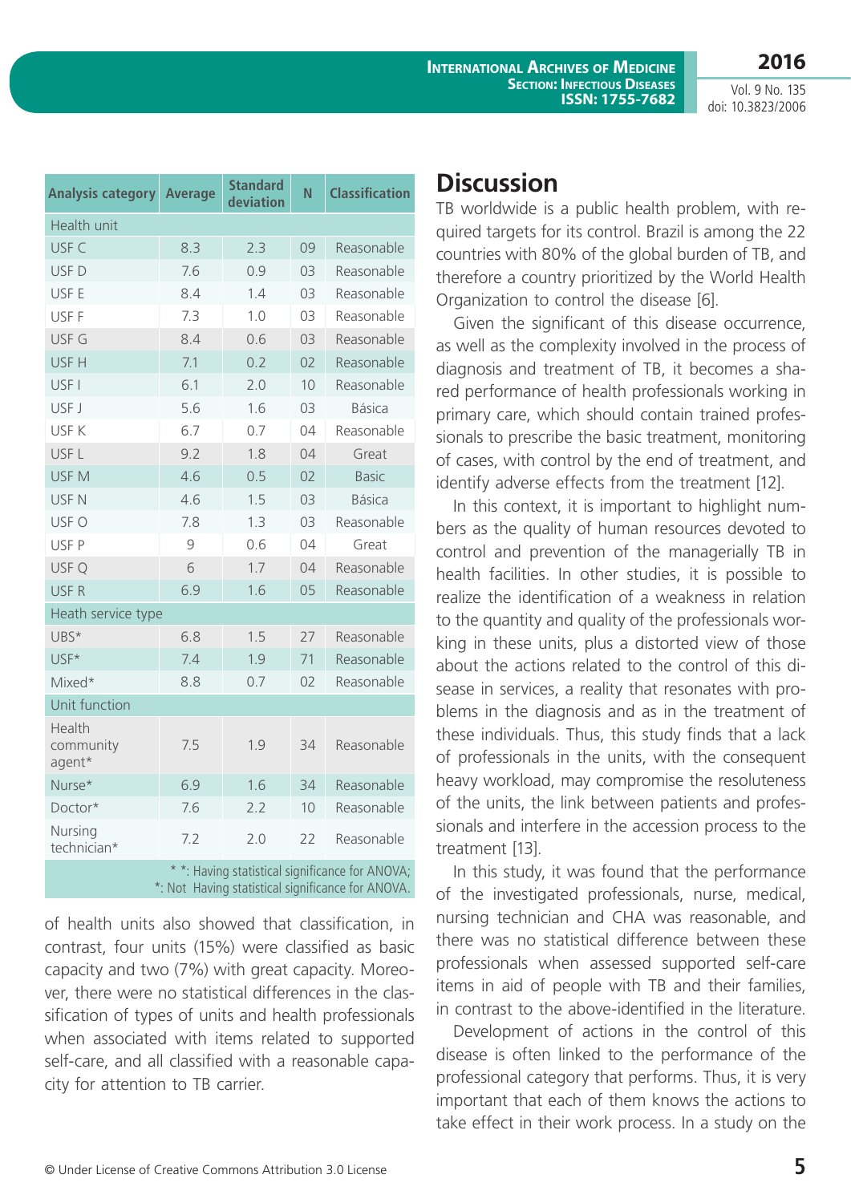| Analysis category | Average | Standard deviation | N | Classification |
|---|---|---|---|---|
| Health unit | | | | |
| USF C | 8.3 | 2.3 | 09 | Reasonable |
| USF D | 7.6 | 0.9 | 03 | Reasonable |
| USF E | 8.4 | 1.4 | 03 | Reasonable |
| USF F | 7.3 | 1.0 | 03 | Reasonable |
| USF G | 8.4 | 0.6 | 03 | Reasonable |
| USF H | 7.1 | 0.2 | 02 | Reasonable |
| USF I | 6.1 | 2.0 | 10 | Reasonable |
| USF J | 5.6 | 1.6 | 03 | Básica |
| USF K | 6.7 | 0.7 | 04 | Reasonable |
| USF L | 9.2 | 1.8 | 04 | Great |
| USF M | 4.6 | 0.5 | 02 | Basic |
| USF N | 4.6 | 1.5 | 03 | Básica |
| USF O | 7.8 | 1.3 | 03 | Reasonable |
| USF P | 9 | 0.6 | 04 | Great |
| USF Q | 6 | 1.7 | 04 | Reasonable |
| USF R | 6.9 | 1.6 | 05 | Reasonable |
| Heath service type | | | | |
| UBS* | 6.8 | 1.5 | 27 | Reasonable |
| USF* | 7.4 | 1.9 | 71 | Reasonable |
| Mixed* | 8.8 | 0.7 | 02 | Reasonable |
| Unit function | | | | |
| Health community agent* | 7.5 | 1.9 | 34 | Reasonable |
| Nurse* | 6.9 | 1.6 | 34 | Reasonable |
| Doctor* | 7.6 | 2.2 | 10 | Reasonable |
| Nursing technician* | 7.2 | 2.0 | 22 | Reasonable |

* *: Having statistical significance for ANOVA; *: Not Having statistical significance for ANOVA.

of health units also showed that classification, in contrast, four units (15%) were classified as basic capacity and two (7%) with great capacity. Moreover, there were no statistical differences in the classification of types of units and health professionals when associated with items related to supported self-care, and all classified with a reasonable capacity for attention to TB carrier.

## Discussion

TB worldwide is a public health problem, with required targets for its control. Brazil is among the 22 countries with 80% of the global burden of TB, and therefore a country prioritized by the World Health Organization to control the disease [6].

Given the significant of this disease occurrence, as well as the complexity involved in the process of diagnosis and treatment of TB, it becomes a shared performance of health professionals working in primary care, which should contain trained professionals to prescribe the basic treatment, monitoring of cases, with control by the end of treatment, and identify adverse effects from the treatment [12].

In this context, it is important to highlight numbers as the quality of human resources devoted to control and prevention of the managerially TB in health facilities. In other studies, it is possible to realize the identification of a weakness in relation to the quantity and quality of the professionals working in these units, plus a distorted view of those about the actions related to the control of this disease in services, a reality that resonates with problems in the diagnosis and as in the treatment of these individuals. Thus, this study finds that a lack of professionals in the units, with the consequent heavy workload, may compromise the resoluteness of the units, the link between patients and professionals and interfere in the accession process to the treatment [13].

In this study, it was found that the performance of the investigated professionals, nurse, medical, nursing technician and CHA was reasonable, and there was no statistical difference between these professionals when assessed supported self-care items in aid of people with TB and their families, in contrast to the above-identified in the literature.

Development of actions in the control of this disease is often linked to the performance of the professional category that performs. Thus, it is very important that each of them knows the actions to take effect in their work process. In a study on the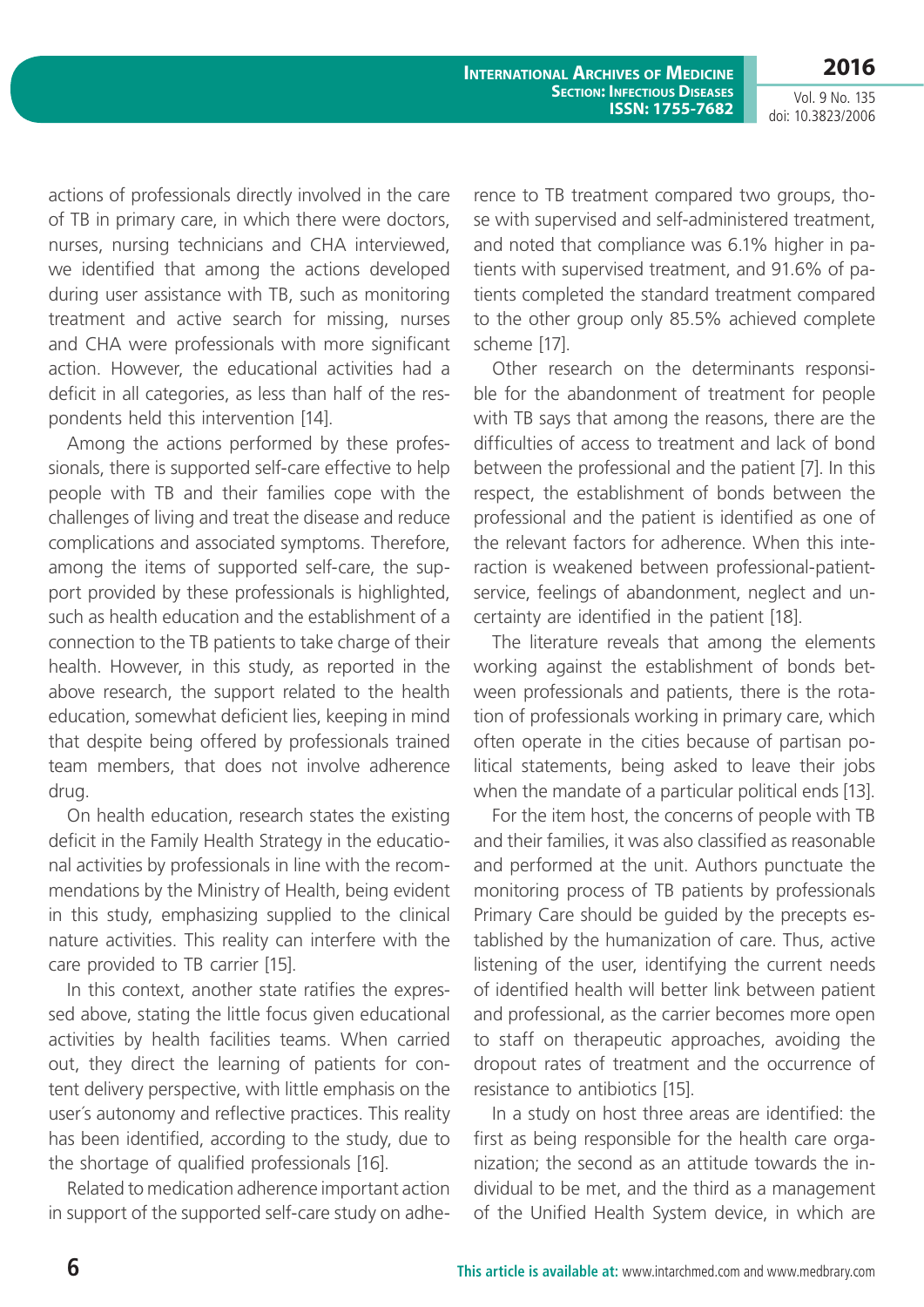actions of professionals directly involved in the care of TB in primary care, in which there were doctors, nurses, nursing technicians and CHA interviewed, we identified that among the actions developed during user assistance with TB, such as monitoring treatment and active search for missing, nurses and CHA were professionals with more significant action. However, the educational activities had a deficit in all categories, as less than half of the respondents held this intervention [14].

Among the actions performed by these professionals, there is supported self-care effective to help people with TB and their families cope with the challenges of living and treat the disease and reduce complications and associated symptoms. Therefore, among the items of supported self-care, the support provided by these professionals is highlighted, such as health education and the establishment of a connection to the TB patients to take charge of their health. However, in this study, as reported in the above research, the support related to the health education, somewhat deficient lies, keeping in mind that despite being offered by professionals trained team members, that does not involve adherence drug.

On health education, research states the existing deficit in the Family Health Strategy in the educational activities by professionals in line with the recommendations by the Ministry of Health, being evident in this study, emphasizing supplied to the clinical nature activities. This reality can interfere with the care provided to TB carrier [15].

In this context, another state ratifies the expressed above, stating the little focus given educational activities by health facilities teams. When carried out, they direct the learning of patients for content delivery perspective, with little emphasis on the user´s autonomy and reflective practices. This reality has been identified, according to the study, due to the shortage of qualified professionals [16].

Related to medication adherence important action in support of the supported self-care study on adherence to TB treatment compared two groups, those with supervised and self-administered treatment, and noted that compliance was 6.1% higher in patients with supervised treatment, and 91.6% of patients completed the standard treatment compared to the other group only 85.5% achieved complete scheme [17].

Other research on the determinants responsible for the abandonment of treatment for people with TB says that among the reasons, there are the difficulties of access to treatment and lack of bond between the professional and the patient [7]. In this respect, the establishment of bonds between the professional and the patient is identified as one of the relevant factors for adherence. When this interaction is weakened between professional-patient-service, feelings of abandonment, neglect and uncertainty are identified in the patient [18].

The literature reveals that among the elements working against the establishment of bonds between professionals and patients, there is the rotation of professionals working in primary care, which often operate in the cities because of partisan political statements, being asked to leave their jobs when the mandate of a particular political ends [13].

For the item host, the concerns of people with TB and their families, it was also classified as reasonable and performed at the unit. Authors punctuate the monitoring process of TB patients by professionals Primary Care should be guided by the precepts established by the humanization of care. Thus, active listening of the user, identifying the current needs of identified health will better link between patient and professional, as the carrier becomes more open to staff on therapeutic approaches, avoiding the dropout rates of treatment and the occurrence of resistance to antibiotics [15].

In a study on host three areas are identified: the first as being responsible for the health care organization; the second as an attitude towards the individual to be met, and the third as a management of the Unified Health System device, in which are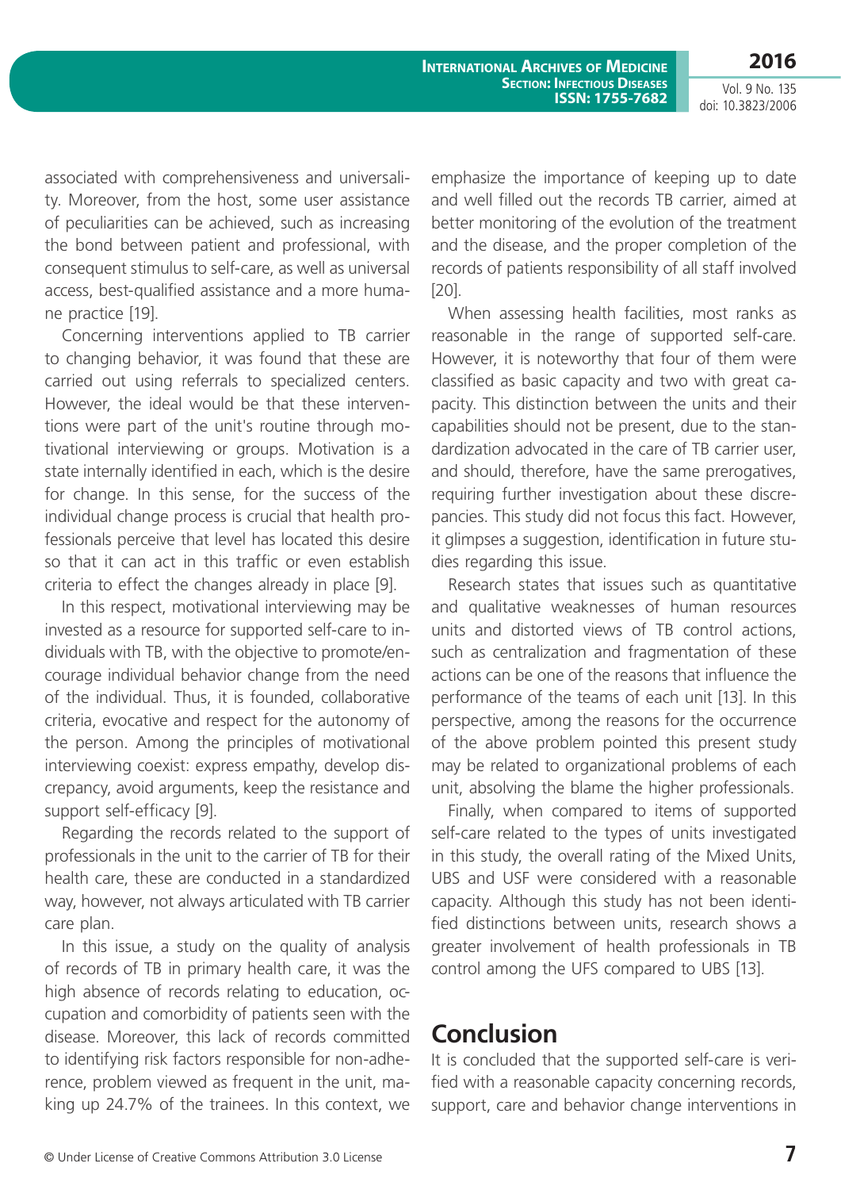associated with comprehensiveness and universality. Moreover, from the host, some user assistance of peculiarities can be achieved, such as increasing the bond between patient and professional, with consequent stimulus to self-care, as well as universal access, best-qualified assistance and a more humane practice [19].

Concerning interventions applied to TB carrier to changing behavior, it was found that these are carried out using referrals to specialized centers. However, the ideal would be that these interventions were part of the unit's routine through motivational interviewing or groups. Motivation is a state internally identified in each, which is the desire for change. In this sense, for the success of the individual change process is crucial that health professionals perceive that level has located this desire so that it can act in this traffic or even establish criteria to effect the changes already in place [9].

In this respect, motivational interviewing may be invested as a resource for supported self-care to individuals with TB, with the objective to promote/encourage individual behavior change from the need of the individual. Thus, it is founded, collaborative criteria, evocative and respect for the autonomy of the person. Among the principles of motivational interviewing coexist: express empathy, develop discrepancy, avoid arguments, keep the resistance and support self-efficacy [9].

Regarding the records related to the support of professionals in the unit to the carrier of TB for their health care, these are conducted in a standardized way, however, not always articulated with TB carrier care plan.

In this issue, a study on the quality of analysis of records of TB in primary health care, it was the high absence of records relating to education, occupation and comorbidity of patients seen with the disease. Moreover, this lack of records committed to identifying risk factors responsible for non-adherence, problem viewed as frequent in the unit, making up 24.7% of the trainees. In this context, we emphasize the importance of keeping up to date and well filled out the records TB carrier, aimed at better monitoring of the evolution of the treatment and the disease, and the proper completion of the records of patients responsibility of all staff involved [20].

When assessing health facilities, most ranks as reasonable in the range of supported self-care. However, it is noteworthy that four of them were classified as basic capacity and two with great capacity. This distinction between the units and their capabilities should not be present, due to the standardization advocated in the care of TB carrier user, and should, therefore, have the same prerogatives, requiring further investigation about these discrepancies. This study did not focus this fact. However, it glimpses a suggestion, identification in future studies regarding this issue.

Research states that issues such as quantitative and qualitative weaknesses of human resources units and distorted views of TB control actions, such as centralization and fragmentation of these actions can be one of the reasons that influence the performance of the teams of each unit [13]. In this perspective, among the reasons for the occurrence of the above problem pointed this present study may be related to organizational problems of each unit, absolving the blame the higher professionals.

Finally, when compared to items of supported self-care related to the types of units investigated in this study, the overall rating of the Mixed Units, UBS and USF were considered with a reasonable capacity. Although this study has not been identified distinctions between units, research shows a greater involvement of health professionals in TB control among the UFS compared to UBS [13].

## Conclusion

It is concluded that the supported self-care is verified with a reasonable capacity concerning records, support, care and behavior change interventions in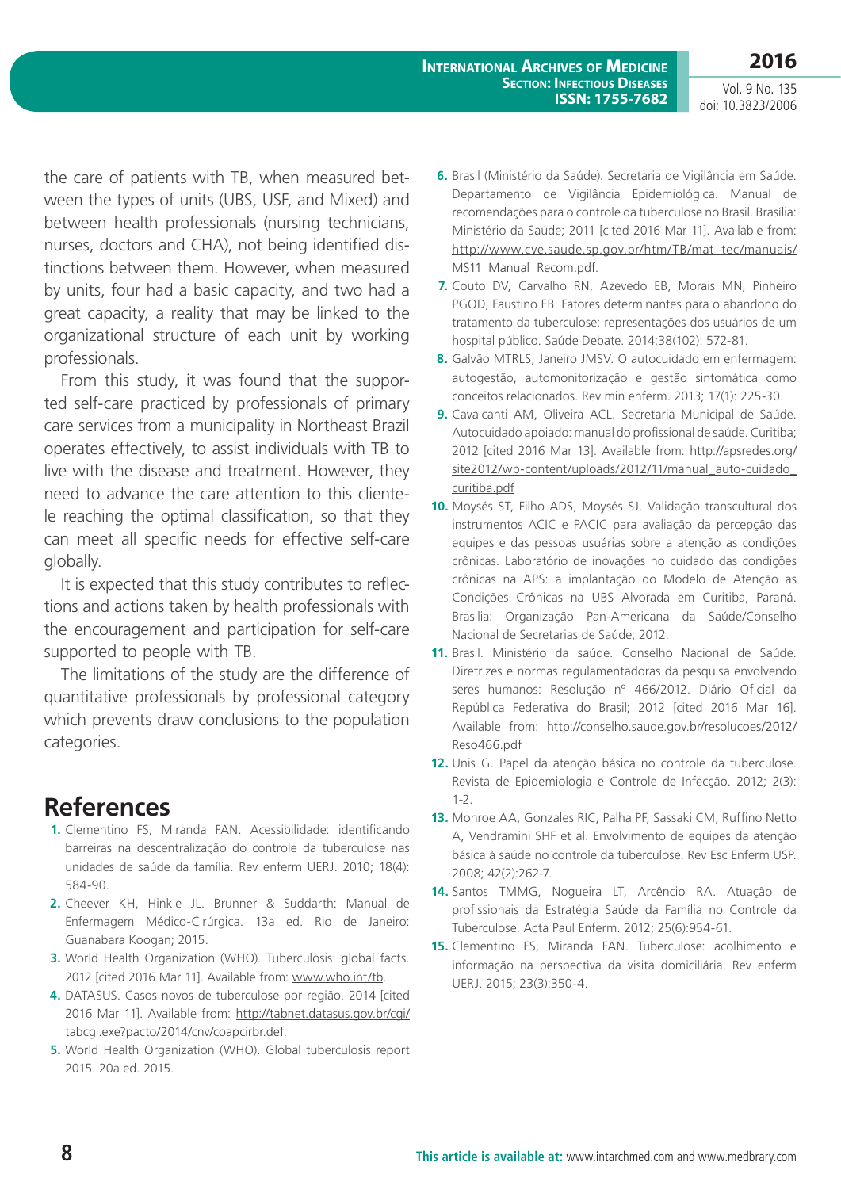the care of patients with TB, when measured between the types of units (UBS, USF, and Mixed) and between health professionals (nursing technicians, nurses, doctors and CHA), not being identified distinctions between them. However, when measured by units, four had a basic capacity, and two had a great capacity, a reality that may be linked to the organizational structure of each unit by working professionals.

From this study, it was found that the supported self-care practiced by professionals of primary care services from a municipality in Northeast Brazil operates effectively, to assist individuals with TB to live with the disease and treatment. However, they need to advance the care attention to this clientele reaching the optimal classification, so that they can meet all specific needs for effective self-care globally.

It is expected that this study contributes to reflections and actions taken by health professionals with the encouragement and participation for self-care supported to people with TB.

The limitations of the study are the difference of quantitative professionals by professional category which prevents draw conclusions to the population categories.

# References

1. Clementino FS, Miranda FAN. Acessibilidade: identificando barreiras na descentralização do controle da tuberculose nas unidades de saúde da família. Rev enferm UERJ. 2010; 18(4): 584-90.
2. Cheever KH, Hinkle JL. Brunner & Suddarth: Manual de Enfermagem Médico-Cirúrgica. 13a ed. Rio de Janeiro: Guanabara Koogan; 2015.
3. World Health Organization (WHO). Tuberculosis: global facts. 2012 [cited 2016 Mar 11]. Available from: www.who.int/tb.
4. DATASUS. Casos novos de tuberculose por região. 2014 [cited 2016 Mar 11]. Available from: http://tabnet.datasus.gov.br/cgi/tabcgi.exe?pacto/2014/cnv/coapcirbr.def.
5. World Health Organization (WHO). Global tuberculosis report 2015. 20a ed. 2015.
6. Brasil (Ministério da Saúde). Secretaria de Vigilância em Saúde. Departamento de Vigilância Epidemiológica. Manual de recomendações para o controle da tuberculose no Brasil. Brasília: Ministério da Saúde; 2011 [cited 2016 Mar 11]. Available from: http://www.cve.saude.sp.gov.br/htm/TB/mat_tec/manuais/MS11_Manual_Recom.pdf.
7. Couto DV, Carvalho RN, Azevedo EB, Morais MN, Pinheiro PGOD, Faustino EB. Fatores determinantes para o abandono do tratamento da tuberculose: representações dos usuários de um hospital público. Saúde Debate. 2014;38(102): 572-81.
8. Galvão MTRLS, Janeiro JMSV. O autocuidado em enfermagem: autogestão, automonitorização e gestão sintomática como conceitos relacionados. Rev min enferm. 2013; 17(1): 225-30.
9. Cavalcanti AM, Oliveira ACL. Secretaria Municipal de Saúde. Autocuidado apoiado: manual do profissional de saúde. Curitiba; 2012 [cited 2016 Mar 13]. Available from: http://apsredes.org/site2012/wp-content/uploads/2012/11/manual_auto-cuidado_curitiba.pdf
10. Moysés ST, Filho ADS, Moysés SJ. Validação transcultural dos instrumentos ACIC e PACIC para avaliação da percepção das equipes e das pessoas usuárias sobre a atenção as condições crônicas. Laboratório de inovações no cuidado das condições crônicas na APS: a implantação do Modelo de Atenção as Condições Crônicas na UBS Alvorada em Curitiba, Paraná. Brasilia: Organização Pan-Americana da Saúde/Conselho Nacional de Secretarias de Saúde; 2012.
11. Brasil. Ministério da saúde. Conselho Nacional de Saúde. Diretrizes e normas regulamentadoras da pesquisa envolvendo seres humanos: Resolução nº 466/2012. Diário Oficial da República Federativa do Brasil; 2012 [cited 2016 Mar 16]. Available from: http://conselho.saude.gov.br/resolucoes/2012/Reso466.pdf
12. Unis G. Papel da atenção básica no controle da tuberculose. Revista de Epidemiologia e Controle de Infecção. 2012; 2(3): 1-2.
13. Monroe AA, Gonzales RIC, Palha PF, Sassaki CM, Ruffino Netto A, Vendramini SHF et al. Envolvimento de equipes da atenção básica à saúde no controle da tuberculose. Rev Esc Enferm USP. 2008; 42(2):262-7.
14. Santos TMMG, Nogueira LT, Arcêncio RA. Atuação de profissionais da Estratégia Saúde da Família no Controle da Tuberculose. Acta Paul Enferm. 2012; 25(6):954-61.
15. Clementino FS, Miranda FAN. Tuberculose: acolhimento e informação na perspectiva da visita domiciliária. Rev enferm UERJ. 2015; 23(3):350-4.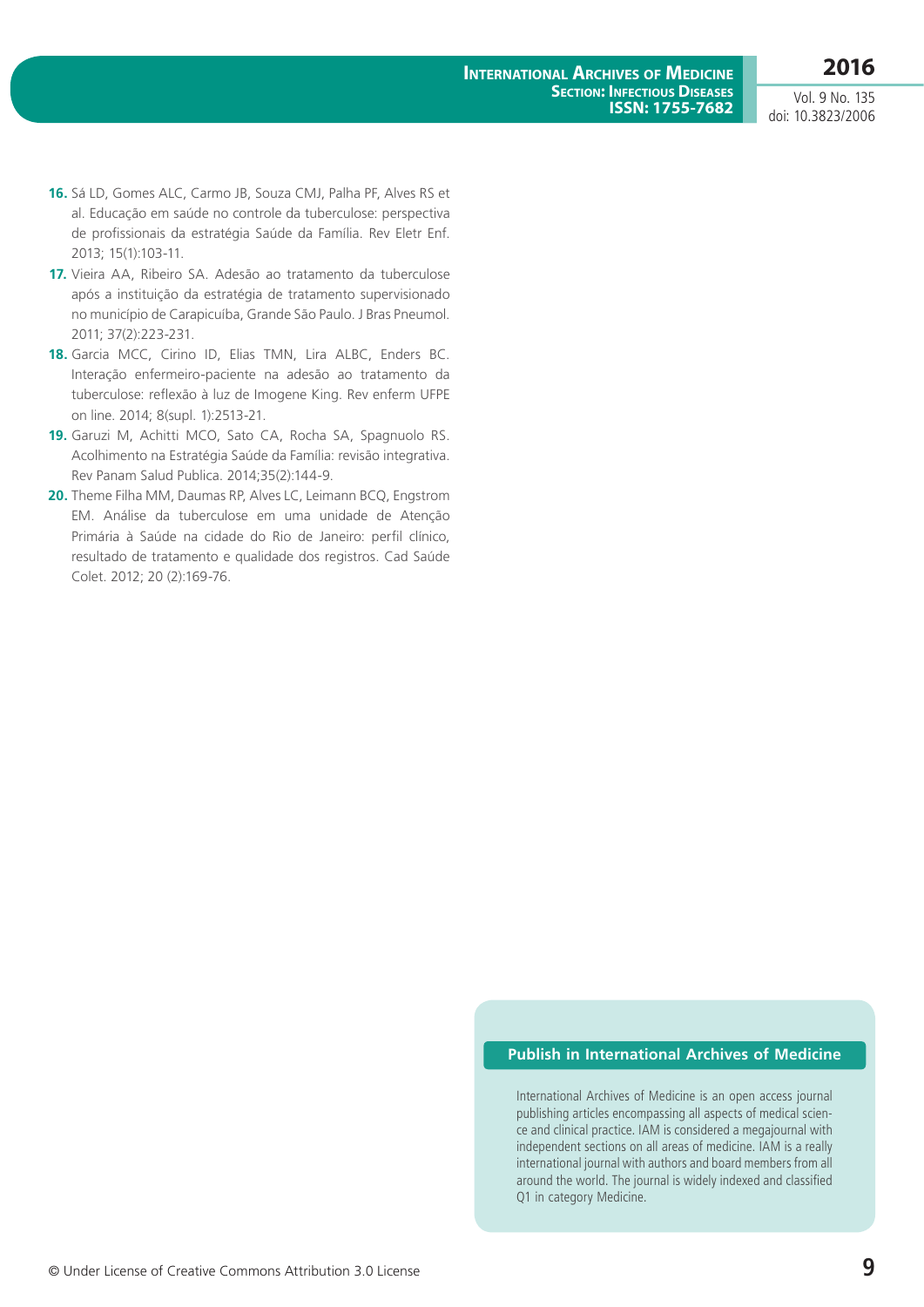16. Sá LD, Gomes ALC, Carmo JB, Souza CMJ, Palha PF, Alves RS et al. Educação em saúde no controle da tuberculose: perspectiva de profissionais da estratégia Saúde da Família. Rev Eletr Enf. 2013; 15(1):103-11.
17. Vieira AA, Ribeiro SA. Adesão ao tratamento da tuberculose após a instituição da estratégia de tratamento supervisionado no município de Carapicuíba, Grande São Paulo. J Bras Pneumol. 2011; 37(2):223-231.
18. Garcia MCC, Cirino ID, Elias TMN, Lira ALBC, Enders BC. Interação enfermeiro-paciente na adesão ao tratamento da tuberculose: reflexão à luz de Imogene King. Rev enferm UFPE on line. 2014; 8(supl. 1):2513-21.
19. Garuzi M, Achitti MCO, Sato CA, Rocha SA, Spagnuolo RS. Acolhimento na Estratégia Saúde da Família: revisão integrativa. Rev Panam Salud Publica. 2014;35(2):144-9.
20. Theme Filha MM, Daumas RP, Alves LC, Leimann BCQ, Engstrom EM. Análise da tuberculose em uma unidade de Atenção Primária à Saúde na cidade do Rio de Janeiro: perfil clínico, resultado de tratamento e qualidade dos registros. Cad Saúde Colet. 2012; 20 (2):169-76.

**Publish in International Archives of Medicine**

International Archives of Medicine is an open access journal publishing articles encompassing all aspects of medical science and clinical practice. IAM is considered a megajournal with independent sections on all areas of medicine. IAM is a really international journal with authors and board members from all around the world. The journal is widely indexed and classified Q1 in category Medicine.